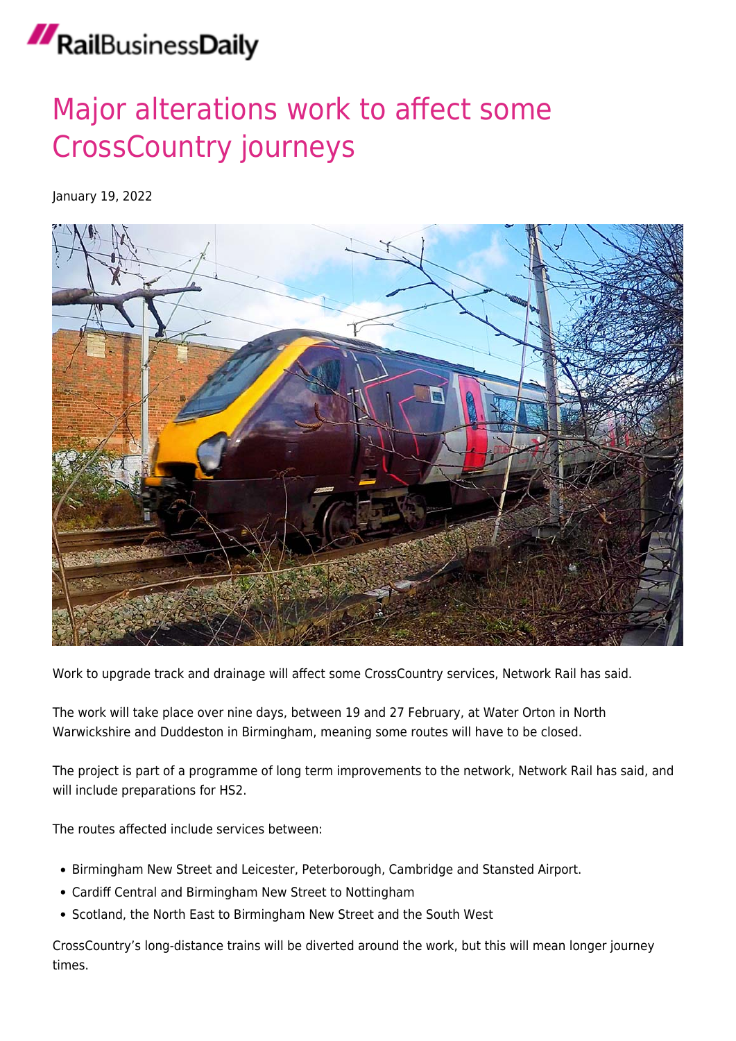RailBusinessDaily

# Major alterations work to affect some CrossCountry journeys

January 19, 2022

Work to upgrade track and drainage will affect some CrossCountry services, Network Rail has said.

The work will take place over nine days, between 19 and 27 February, at Water Orton in North Warwickshire and Duddeston in Birmingham, meaning some routes will have to be closed.

The project is part of a programme of long term improvements to the network, Network Rail has said, and will include preparations for HS2.

The routes affected include services between:

- Birmingham New Street and Leicester, Peterborough, Cambridge and Stansted Airport.
- Cardiff Central and Birmingham New Street to Nottingham
- Scotland, the North East to Birmingham New Street and the South West

CrossCountry's long-distance trains will be diverted around the work, but this will mean longer journey times.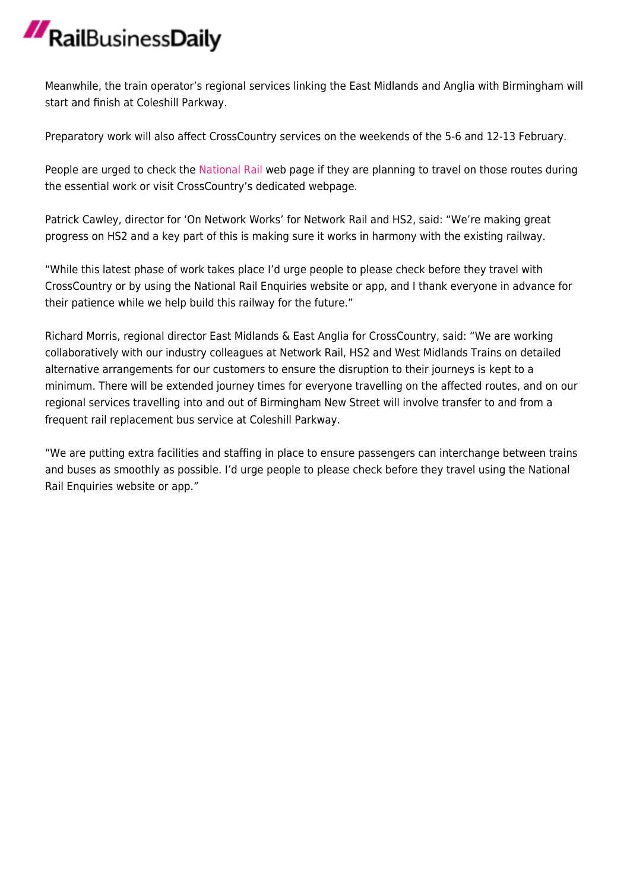Meanwhile, the train operator's regional services linking the East Midlands and Anglia with Birmingham will start and finish at Coleshill Parkway.

Preparatory work will also affect CrossCountry services on the weekends of the 5-6 and 12-13 February.

People are urged to check the National Rail web page if they are planning to travel on those routes during the essential work or visit CrossCountry's dedicated webpage.

Patrick Cawley, director for 'On Network Works' for Network Rail and HS2, said: "We're making great progress on HS2 and a key part of this is making sure it works in harmony with the existing railway.

"While this latest phase of work takes place I'd urge people to please check before they travel with CrossCountry or by using the National Rail Enquiries website or app, and I thank everyone in advance for their patience while we help build this railway for the future."

Richard Morris, regional director East Midlands & East Anglia for CrossCountry, said: "We are working collaboratively with our industry colleagues at Network Rail, HS2 and West Midlands Trains on detailed alternative arrangements for our customers to ensure the disruption to their journeys is kept to a minimum. There will be extended journey times for everyone travelling on the affected routes, and on our regional services travelling into and out of Birmingham New Street will involve transfer to and from a frequent rail replacement bus service at Coleshill Parkway.

"We are putting extra facilities and staffing in place to ensure passengers can interchange between trains and buses as smoothly as possible. I'd urge people to please check before they travel using the National Rail Enquiries website or app."